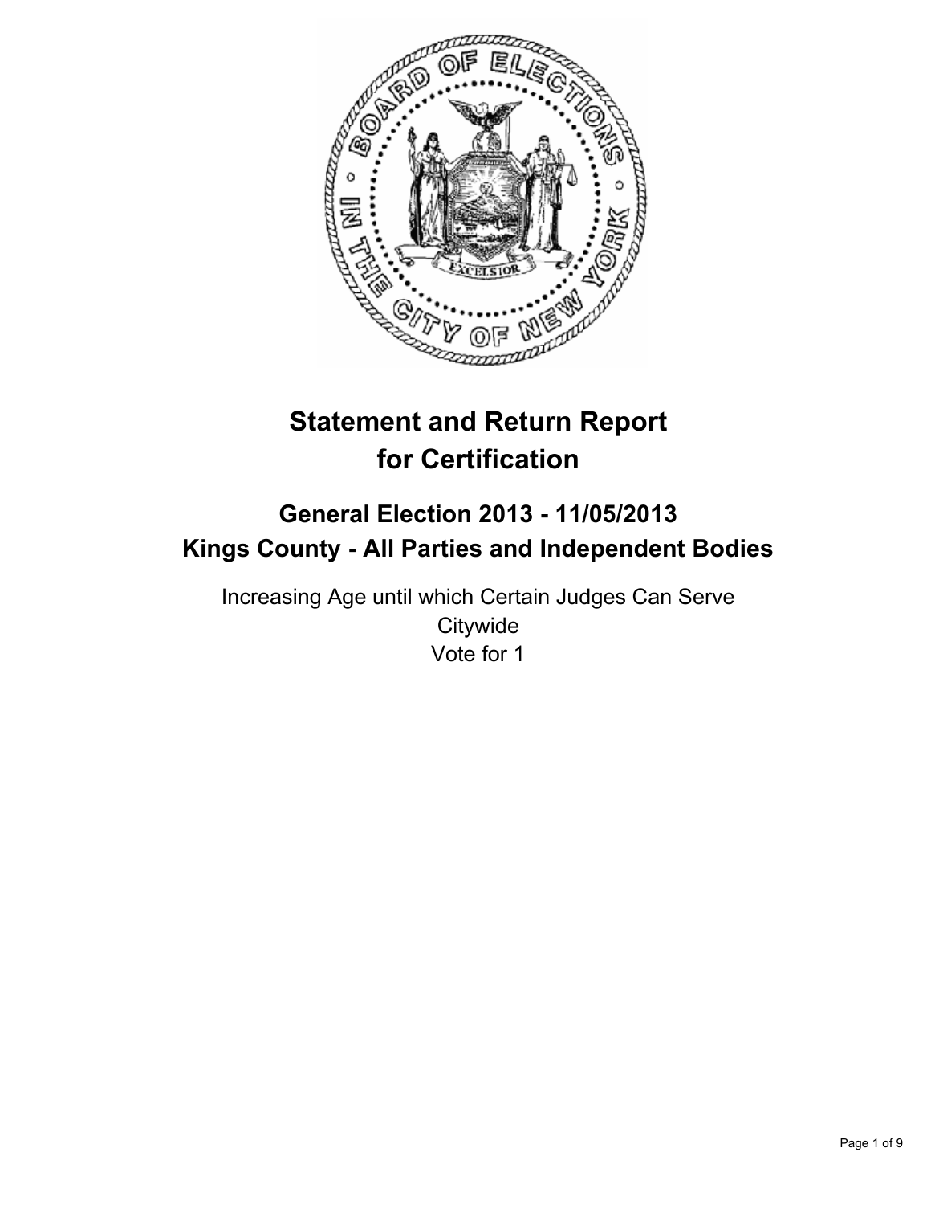# Statement and Return Report for Certification

## General Election 2013 - 11/05/2013
## Kings County - All Parties and Independent Bodies

Increasing Age until which Certain Judges Can Serve
Citywide
Vote for 1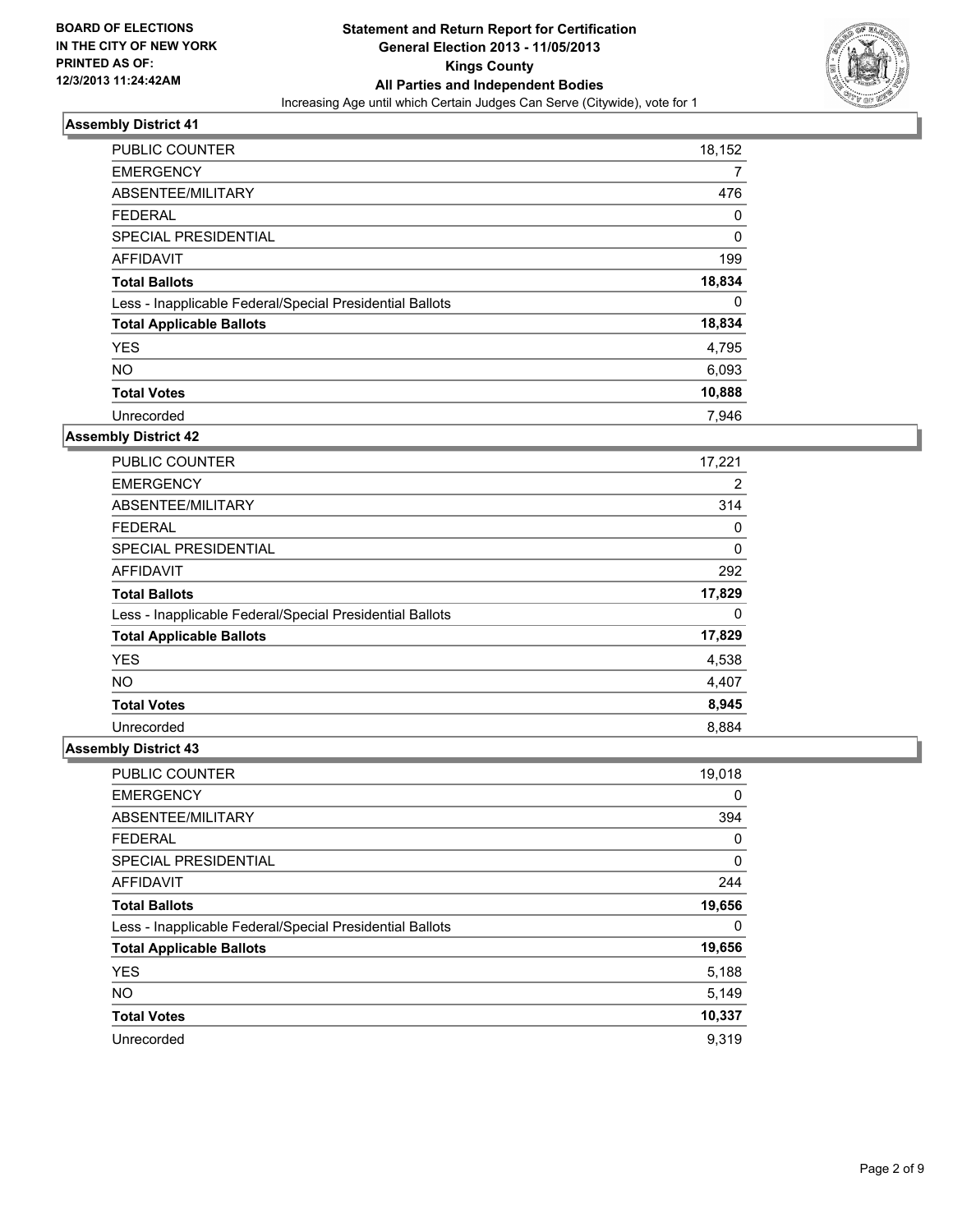**BOARD OF ELECTIONS IN THE CITY OF NEW YORK PRINTED AS OF: 12/3/2013 11:24:42AM**

# Statement and Return Report for Certification
## General Election 2013 - 11/05/2013
## Kings County
## All Parties and Independent Bodies
Increasing Age until which Certain Judges Can Serve (Citywide), vote for 1

### Assembly District 41

| | |
|---|---|
| PUBLIC COUNTER | 18,152 |
| EMERGENCY | 7 |
| ABSENTEE/MILITARY | 476 |
| FEDERAL | 0 |
| SPECIAL PRESIDENTIAL | 0 |
| AFFIDAVIT | 199 |
| **Total Ballots** | **18,834** |
| Less - Inapplicable Federal/Special Presidential Ballots | 0 |
| **Total Applicable Ballots** | **18,834** |
| YES | 4,795 |
| NO | 6,093 |
| **Total Votes** | **10,888** |
| Unrecorded | 7,946 |

### Assembly District 42

| | |
|---|---|
| PUBLIC COUNTER | 17,221 |
| EMERGENCY | 2 |
| ABSENTEE/MILITARY | 314 |
| FEDERAL | 0 |
| SPECIAL PRESIDENTIAL | 0 |
| AFFIDAVIT | 292 |
| **Total Ballots** | **17,829** |
| Less - Inapplicable Federal/Special Presidential Ballots | 0 |
| **Total Applicable Ballots** | **17,829** |
| YES | 4,538 |
| NO | 4,407 |
| **Total Votes** | **8,945** |
| Unrecorded | 8,884 |

### Assembly District 43

| | |
|---|---|
| PUBLIC COUNTER | 19,018 |
| EMERGENCY | 0 |
| ABSENTEE/MILITARY | 394 |
| FEDERAL | 0 |
| SPECIAL PRESIDENTIAL | 0 |
| AFFIDAVIT | 244 |
| **Total Ballots** | **19,656** |
| Less - Inapplicable Federal/Special Presidential Ballots | 0 |
| **Total Applicable Ballots** | **19,656** |
| YES | 5,188 |
| NO | 5,149 |
| **Total Votes** | **10,337** |
| Unrecorded | 9,319 |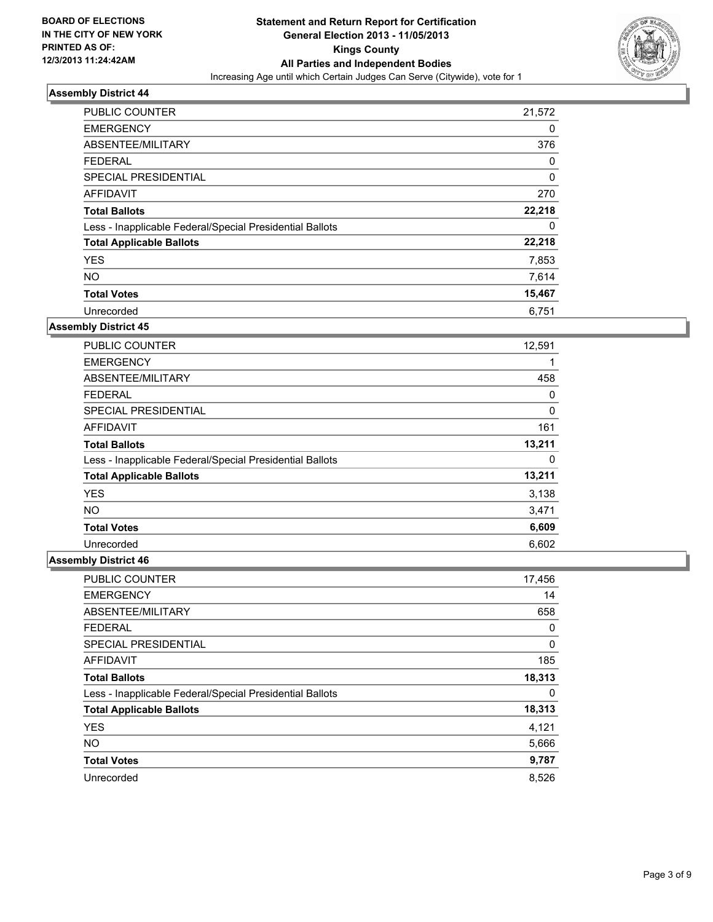BOARD OF ELECTIONS
IN THE CITY OF NEW YORK
PRINTED AS OF:
12/3/2013 11:24:42AM

**Statement and Return Report for Certification**
**General Election 2013 - 11/05/2013**
**Kings County**
**All Parties and Independent Bodies**
Increasing Age until which Certain Judges Can Serve (Citywide), vote for 1

### Assembly District 44

| | |
|---|---|
| PUBLIC COUNTER | 21,572 |
| EMERGENCY | 0 |
| ABSENTEE/MILITARY | 376 |
| FEDERAL | 0 |
| SPECIAL PRESIDENTIAL | 0 |
| AFFIDAVIT | 270 |
| **Total Ballots** | **22,218** |
| Less - Inapplicable Federal/Special Presidential Ballots | 0 |
| **Total Applicable Ballots** | **22,218** |
| YES | 7,853 |
| NO | 7,614 |
| **Total Votes** | **15,467** |
| Unrecorded | 6,751 |

### Assembly District 45

| | |
|---|---|
| PUBLIC COUNTER | 12,591 |
| EMERGENCY | 1 |
| ABSENTEE/MILITARY | 458 |
| FEDERAL | 0 |
| SPECIAL PRESIDENTIAL | 0 |
| AFFIDAVIT | 161 |
| **Total Ballots** | **13,211** |
| Less - Inapplicable Federal/Special Presidential Ballots | 0 |
| **Total Applicable Ballots** | **13,211** |
| YES | 3,138 |
| NO | 3,471 |
| **Total Votes** | **6,609** |
| Unrecorded | 6,602 |

### Assembly District 46

| | |
|---|---|
| PUBLIC COUNTER | 17,456 |
| EMERGENCY | 14 |
| ABSENTEE/MILITARY | 658 |
| FEDERAL | 0 |
| SPECIAL PRESIDENTIAL | 0 |
| AFFIDAVIT | 185 |
| **Total Ballots** | **18,313** |
| Less - Inapplicable Federal/Special Presidential Ballots | 0 |
| **Total Applicable Ballots** | **18,313** |
| YES | 4,121 |
| NO | 5,666 |
| **Total Votes** | **9,787** |
| Unrecorded | 8,526 |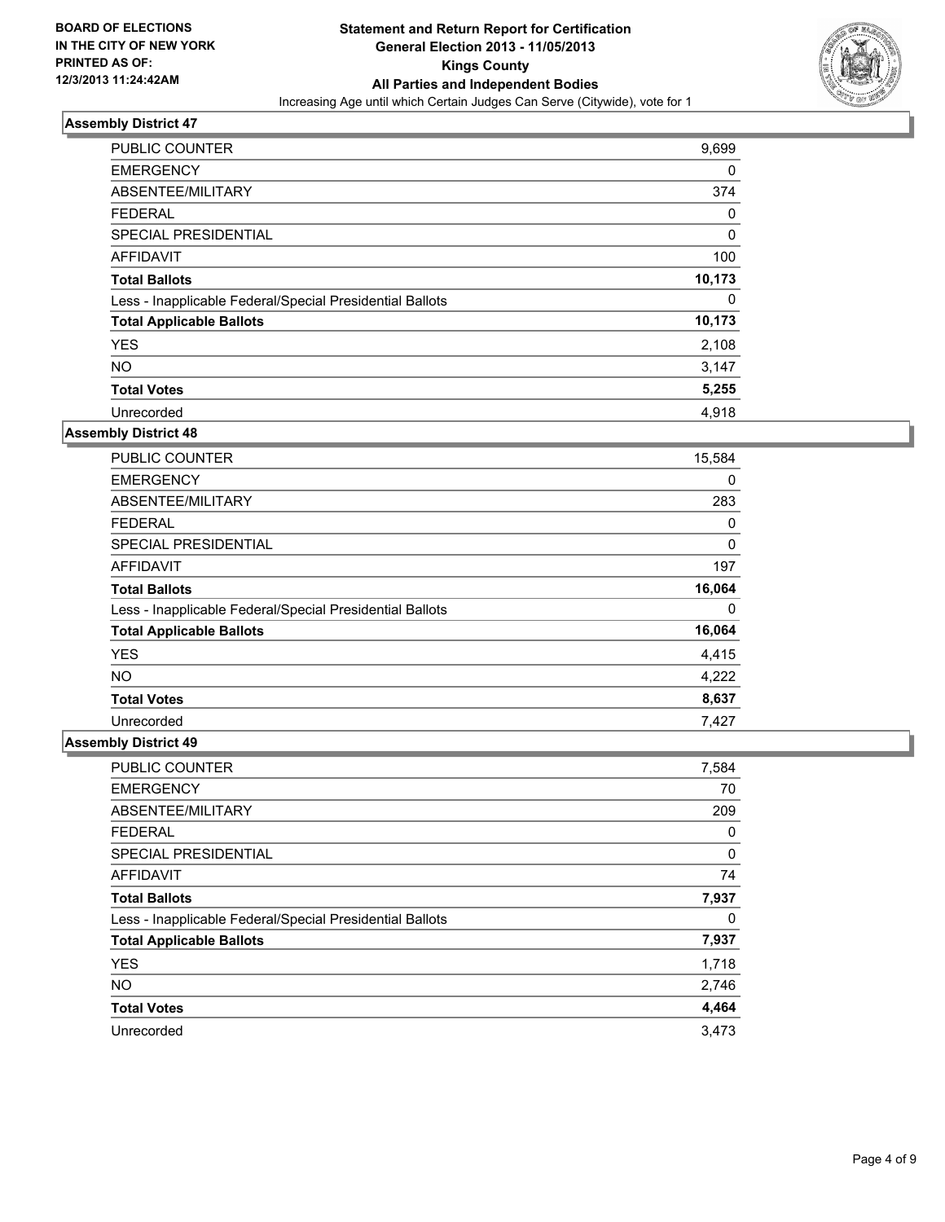**BOARD OF ELECTIONS IN THE CITY OF NEW YORK PRINTED AS OF: 12/3/2013 11:24:42AM**

**Statement and Return Report for Certification**
**General Election 2013 - 11/05/2013**
**Kings County**
**All Parties and Independent Bodies**
Increasing Age until which Certain Judges Can Serve (Citywide), vote for 1

### Assembly District 47

| | |
|---|---|
| PUBLIC COUNTER | 9,699 |
| EMERGENCY | 0 |
| ABSENTEE/MILITARY | 374 |
| FEDERAL | 0 |
| SPECIAL PRESIDENTIAL | 0 |
| AFFIDAVIT | 100 |
| **Total Ballots** | **10,173** |
| Less - Inapplicable Federal/Special Presidential Ballots | 0 |
| **Total Applicable Ballots** | **10,173** |
| YES | 2,108 |
| NO | 3,147 |
| **Total Votes** | **5,255** |
| Unrecorded | 4,918 |

### Assembly District 48

| | |
|---|---|
| PUBLIC COUNTER | 15,584 |
| EMERGENCY | 0 |
| ABSENTEE/MILITARY | 283 |
| FEDERAL | 0 |
| SPECIAL PRESIDENTIAL | 0 |
| AFFIDAVIT | 197 |
| **Total Ballots** | **16,064** |
| Less - Inapplicable Federal/Special Presidential Ballots | 0 |
| **Total Applicable Ballots** | **16,064** |
| YES | 4,415 |
| NO | 4,222 |
| **Total Votes** | **8,637** |
| Unrecorded | 7,427 |

### Assembly District 49

| | |
|---|---|
| PUBLIC COUNTER | 7,584 |
| EMERGENCY | 70 |
| ABSENTEE/MILITARY | 209 |
| FEDERAL | 0 |
| SPECIAL PRESIDENTIAL | 0 |
| AFFIDAVIT | 74 |
| **Total Ballots** | **7,937** |
| Less - Inapplicable Federal/Special Presidential Ballots | 0 |
| **Total Applicable Ballots** | **7,937** |
| YES | 1,718 |
| NO | 2,746 |
| **Total Votes** | **4,464** |
| Unrecorded | 3,473 |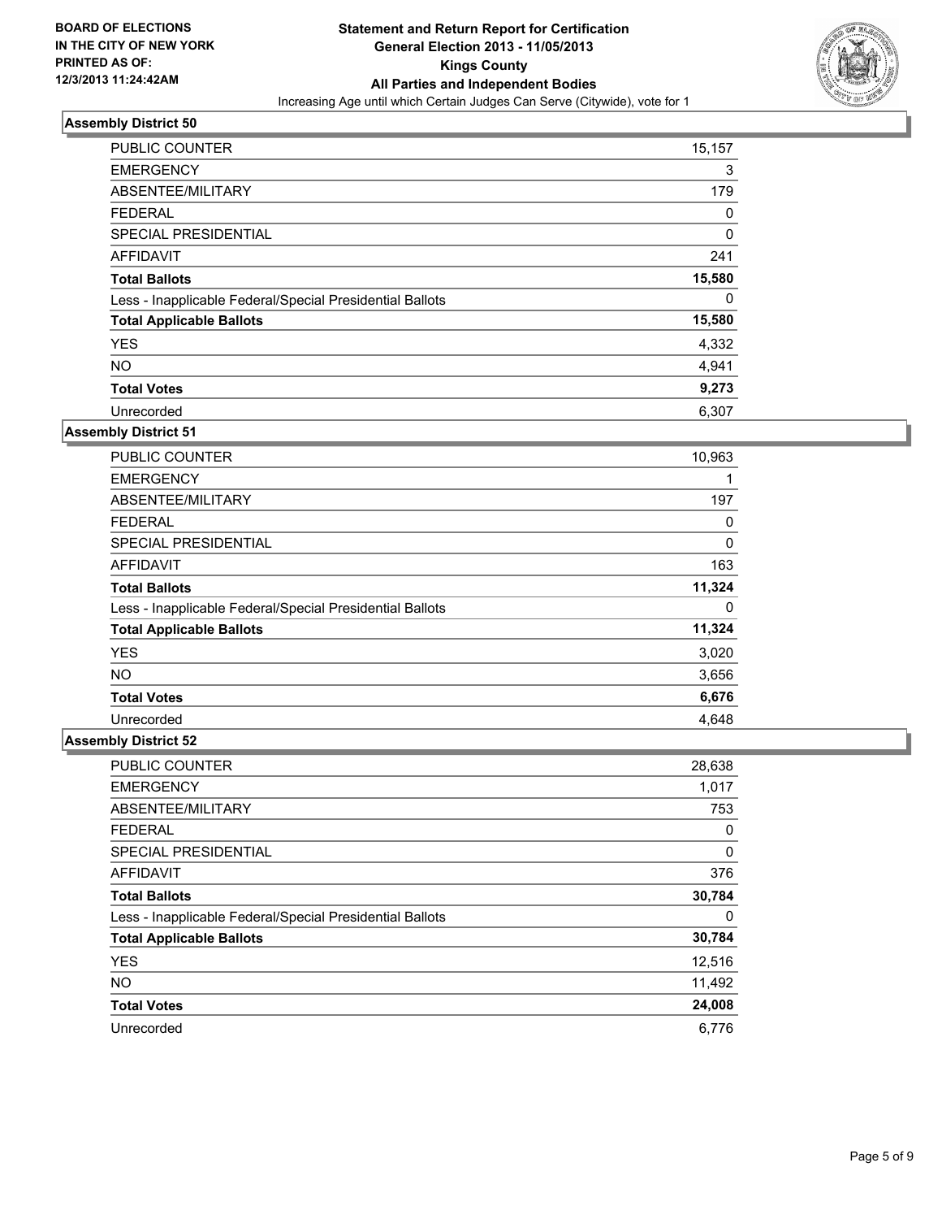**BOARD OF ELECTIONS IN THE CITY OF NEW YORK PRINTED AS OF: 12/3/2013 11:24:42AM**

# Statement and Return Report for Certification
## General Election 2013 - 11/05/2013
## Kings County
## All Parties and Independent Bodies
Increasing Age until which Certain Judges Can Serve (Citywide), vote for 1

### Assembly District 50

| | |
|---|---|
| PUBLIC COUNTER | 15,157 |
| EMERGENCY | 3 |
| ABSENTEE/MILITARY | 179 |
| FEDERAL | 0 |
| SPECIAL PRESIDENTIAL | 0 |
| AFFIDAVIT | 241 |
| **Total Ballots** | **15,580** |
| Less - Inapplicable Federal/Special Presidential Ballots | 0 |
| **Total Applicable Ballots** | **15,580** |
| YES | 4,332 |
| NO | 4,941 |
| **Total Votes** | **9,273** |
| Unrecorded | 6,307 |

### Assembly District 51

| | |
|---|---|
| PUBLIC COUNTER | 10,963 |
| EMERGENCY | 1 |
| ABSENTEE/MILITARY | 197 |
| FEDERAL | 0 |
| SPECIAL PRESIDENTIAL | 0 |
| AFFIDAVIT | 163 |
| **Total Ballots** | **11,324** |
| Less - Inapplicable Federal/Special Presidential Ballots | 0 |
| **Total Applicable Ballots** | **11,324** |
| YES | 3,020 |
| NO | 3,656 |
| **Total Votes** | **6,676** |
| Unrecorded | 4,648 |

### Assembly District 52

| | |
|---|---|
| PUBLIC COUNTER | 28,638 |
| EMERGENCY | 1,017 |
| ABSENTEE/MILITARY | 753 |
| FEDERAL | 0 |
| SPECIAL PRESIDENTIAL | 0 |
| AFFIDAVIT | 376 |
| **Total Ballots** | **30,784** |
| Less - Inapplicable Federal/Special Presidential Ballots | 0 |
| **Total Applicable Ballots** | **30,784** |
| YES | 12,516 |
| NO | 11,492 |
| **Total Votes** | **24,008** |
| Unrecorded | 6,776 |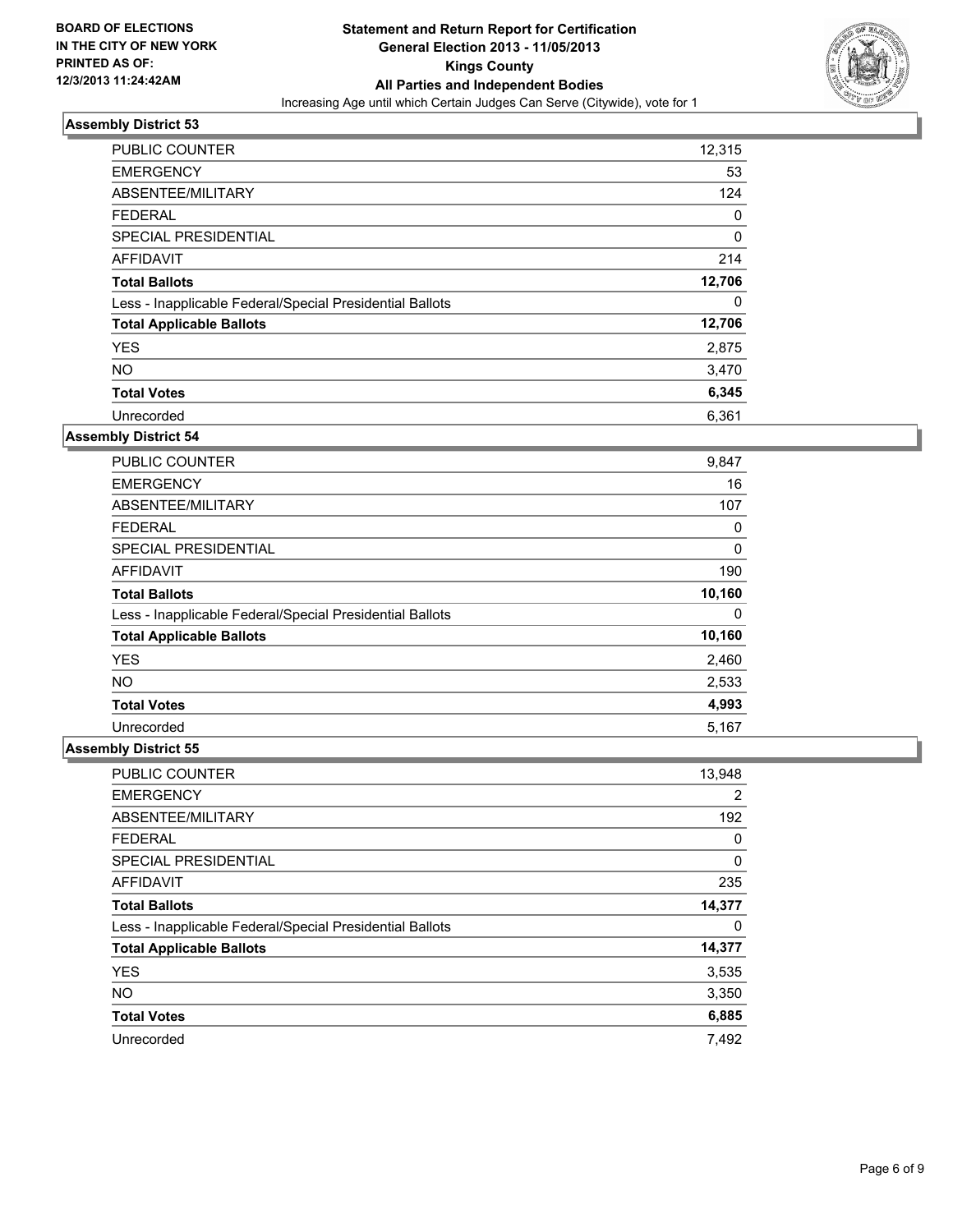**BOARD OF ELECTIONS IN THE CITY OF NEW YORK PRINTED AS OF: 12/3/2013 11:24:42AM**

# Statement and Return Report for Certification
## General Election 2013 - 11/05/2013
## Kings County
## All Parties and Independent Bodies
Increasing Age until which Certain Judges Can Serve (Citywide), vote for 1

### Assembly District 53

| | |
|---|---|
| PUBLIC COUNTER | 12,315 |
| EMERGENCY | 53 |
| ABSENTEE/MILITARY | 124 |
| FEDERAL | 0 |
| SPECIAL PRESIDENTIAL | 0 |
| AFFIDAVIT | 214 |
| **Total Ballots** | **12,706** |
| Less - Inapplicable Federal/Special Presidential Ballots | 0 |
| **Total Applicable Ballots** | **12,706** |
| YES | 2,875 |
| NO | 3,470 |
| **Total Votes** | **6,345** |
| Unrecorded | 6,361 |

### Assembly District 54

| | |
|---|---|
| PUBLIC COUNTER | 9,847 |
| EMERGENCY | 16 |
| ABSENTEE/MILITARY | 107 |
| FEDERAL | 0 |
| SPECIAL PRESIDENTIAL | 0 |
| AFFIDAVIT | 190 |
| **Total Ballots** | **10,160** |
| Less - Inapplicable Federal/Special Presidential Ballots | 0 |
| **Total Applicable Ballots** | **10,160** |
| YES | 2,460 |
| NO | 2,533 |
| **Total Votes** | **4,993** |
| Unrecorded | 5,167 |

### Assembly District 55

| | |
|---|---|
| PUBLIC COUNTER | 13,948 |
| EMERGENCY | 2 |
| ABSENTEE/MILITARY | 192 |
| FEDERAL | 0 |
| SPECIAL PRESIDENTIAL | 0 |
| AFFIDAVIT | 235 |
| **Total Ballots** | **14,377** |
| Less - Inapplicable Federal/Special Presidential Ballots | 0 |
| **Total Applicable Ballots** | **14,377** |
| YES | 3,535 |
| NO | 3,350 |
| **Total Votes** | **6,885** |
| Unrecorded | 7,492 |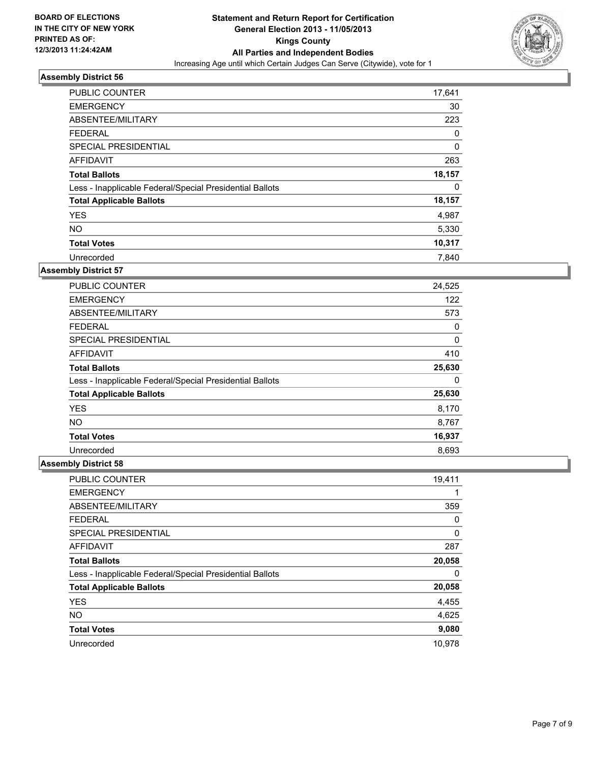**BOARD OF ELECTIONS IN THE CITY OF NEW YORK PRINTED AS OF: 12/3/2013 11:24:42AM**

# Statement and Return Report for Certification General Election 2013 - 11/05/2013 Kings County All Parties and Independent Bodies

Increasing Age until which Certain Judges Can Serve (Citywide), vote for 1

## Assembly District 56

| | |
|---|---|
| PUBLIC COUNTER | 17,641 |
| EMERGENCY | 30 |
| ABSENTEE/MILITARY | 223 |
| FEDERAL | 0 |
| SPECIAL PRESIDENTIAL | 0 |
| AFFIDAVIT | 263 |
| **Total Ballots** | **18,157** |
| Less - Inapplicable Federal/Special Presidential Ballots | 0 |
| **Total Applicable Ballots** | **18,157** |
| YES | 4,987 |
| NO | 5,330 |
| **Total Votes** | **10,317** |
| Unrecorded | 7,840 |

## Assembly District 57

| | |
|---|---|
| PUBLIC COUNTER | 24,525 |
| EMERGENCY | 122 |
| ABSENTEE/MILITARY | 573 |
| FEDERAL | 0 |
| SPECIAL PRESIDENTIAL | 0 |
| AFFIDAVIT | 410 |
| **Total Ballots** | **25,630** |
| Less - Inapplicable Federal/Special Presidential Ballots | 0 |
| **Total Applicable Ballots** | **25,630** |
| YES | 8,170 |
| NO | 8,767 |
| **Total Votes** | **16,937** |
| Unrecorded | 8,693 |

## Assembly District 58

| | |
|---|---|
| PUBLIC COUNTER | 19,411 |
| EMERGENCY | 1 |
| ABSENTEE/MILITARY | 359 |
| FEDERAL | 0 |
| SPECIAL PRESIDENTIAL | 0 |
| AFFIDAVIT | 287 |
| **Total Ballots** | **20,058** |
| Less - Inapplicable Federal/Special Presidential Ballots | 0 |
| **Total Applicable Ballots** | **20,058** |
| YES | 4,455 |
| NO | 4,625 |
| **Total Votes** | **9,080** |
| Unrecorded | 10,978 |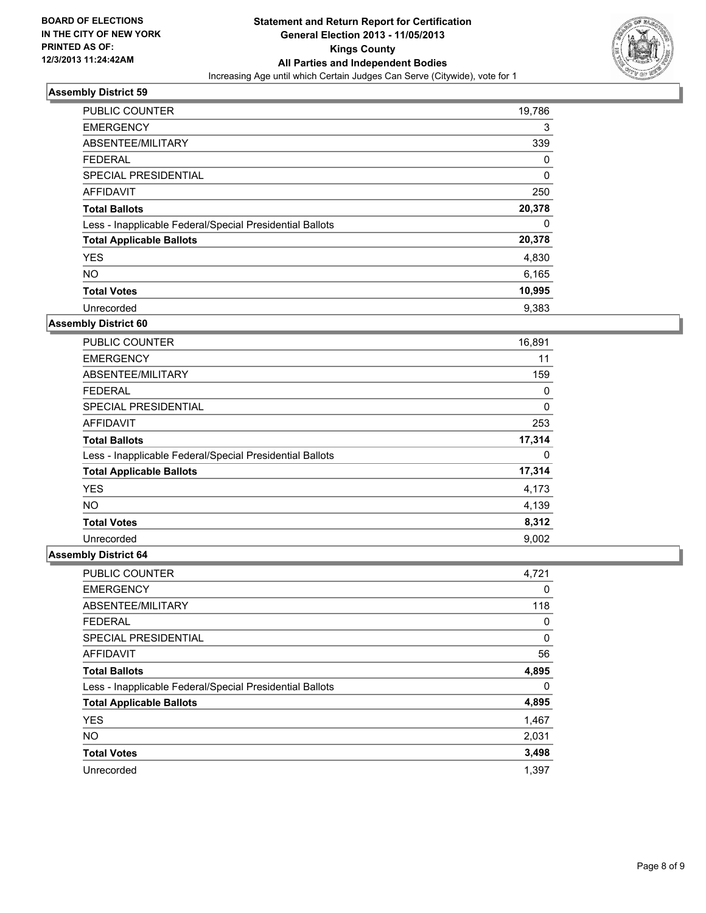**BOARD OF ELECTIONS IN THE CITY OF NEW YORK PRINTED AS OF: 12/3/2013 11:24:42AM**

# Statement and Return Report for Certification
## General Election 2013 - 11/05/2013
## Kings County
## All Parties and Independent Bodies
Increasing Age until which Certain Judges Can Serve (Citywide), vote for 1

### Assembly District 59

| | |
|---|---|
| PUBLIC COUNTER | 19,786 |
| EMERGENCY | 3 |
| ABSENTEE/MILITARY | 339 |
| FEDERAL | 0 |
| SPECIAL PRESIDENTIAL | 0 |
| AFFIDAVIT | 250 |
| **Total Ballots** | **20,378** |
| Less - Inapplicable Federal/Special Presidential Ballots | 0 |
| **Total Applicable Ballots** | **20,378** |
| YES | 4,830 |
| NO | 6,165 |
| **Total Votes** | **10,995** |
| Unrecorded | 9,383 |

### Assembly District 60

| | |
|---|---|
| PUBLIC COUNTER | 16,891 |
| EMERGENCY | 11 |
| ABSENTEE/MILITARY | 159 |
| FEDERAL | 0 |
| SPECIAL PRESIDENTIAL | 0 |
| AFFIDAVIT | 253 |
| **Total Ballots** | **17,314** |
| Less - Inapplicable Federal/Special Presidential Ballots | 0 |
| **Total Applicable Ballots** | **17,314** |
| YES | 4,173 |
| NO | 4,139 |
| **Total Votes** | **8,312** |
| Unrecorded | 9,002 |

### Assembly District 64

| | |
|---|---|
| PUBLIC COUNTER | 4,721 |
| EMERGENCY | 0 |
| ABSENTEE/MILITARY | 118 |
| FEDERAL | 0 |
| SPECIAL PRESIDENTIAL | 0 |
| AFFIDAVIT | 56 |
| **Total Ballots** | **4,895** |
| Less - Inapplicable Federal/Special Presidential Ballots | 0 |
| **Total Applicable Ballots** | **4,895** |
| YES | 1,467 |
| NO | 2,031 |
| **Total Votes** | **3,498** |
| Unrecorded | 1,397 |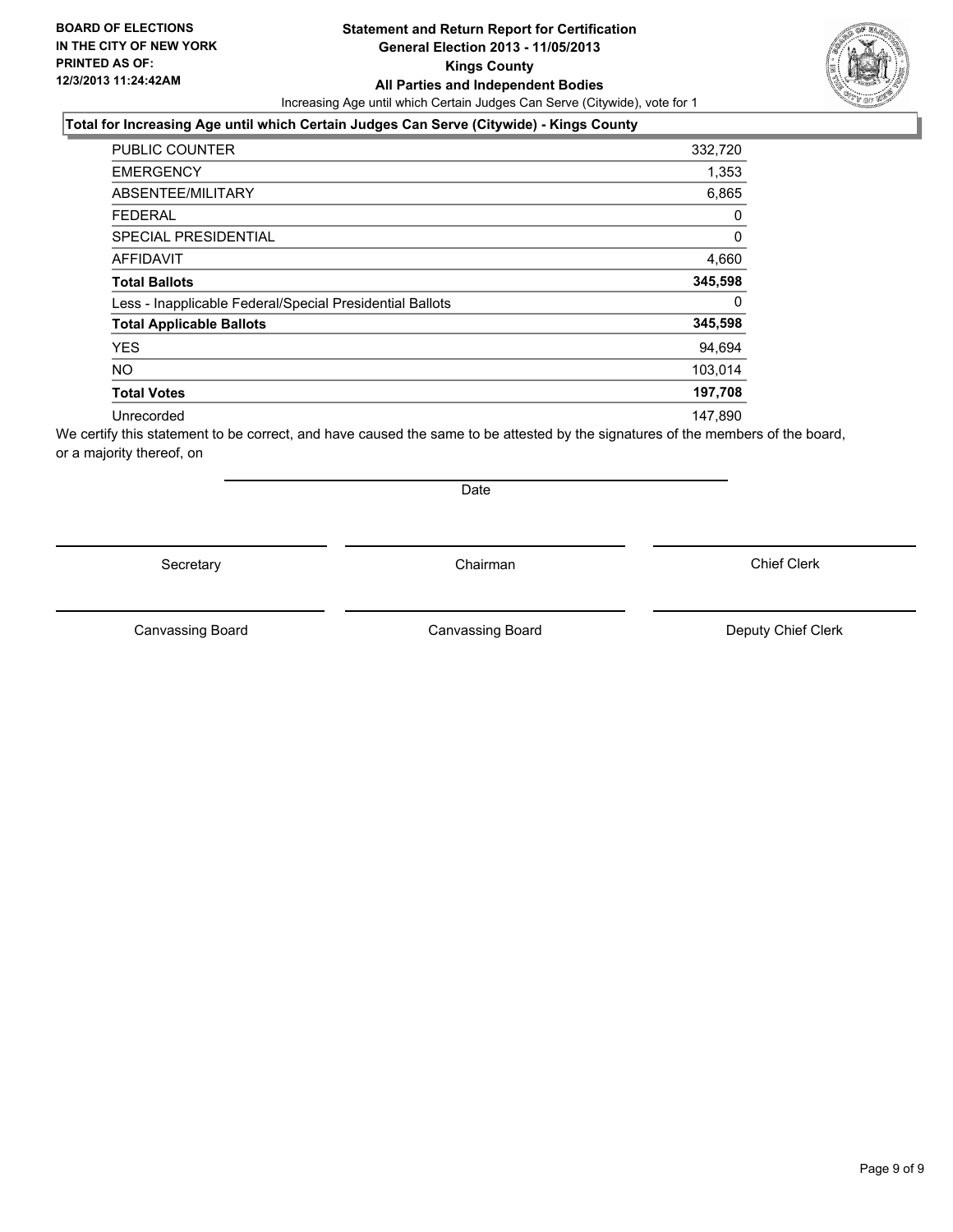**BOARD OF ELECTIONS IN THE CITY OF NEW YORK PRINTED AS OF: 12/3/2013 11:24:42AM**

**Statement and Return Report for Certification General Election 2013 - 11/05/2013 Kings County All Parties and Independent Bodies**

Increasing Age until which Certain Judges Can Serve (Citywide), vote for 1

**Total for Increasing Age until which Certain Judges Can Serve (Citywide) - Kings County**

| | |
|---|---|
| PUBLIC COUNTER | 332,720 |
| EMERGENCY | 1,353 |
| ABSENTEE/MILITARY | 6,865 |
| FEDERAL | 0 |
| SPECIAL PRESIDENTIAL | 0 |
| AFFIDAVIT | 4,660 |
| **Total Ballots** | **345,598** |
| Less - Inapplicable Federal/Special Presidential Ballots | 0 |
| **Total Applicable Ballots** | **345,598** |
| YES | 94,694 |
| NO | 103,014 |
| **Total Votes** | **197,708** |
| Unrecorded | 147,890 |

We certify this statement to be correct, and have caused the same to be attested by the signatures of the members of the board, or a majority thereof, on

Date

Secretary | Chairman | Chief Clerk

Canvassing Board | Canvassing Board | Deputy Chief Clerk